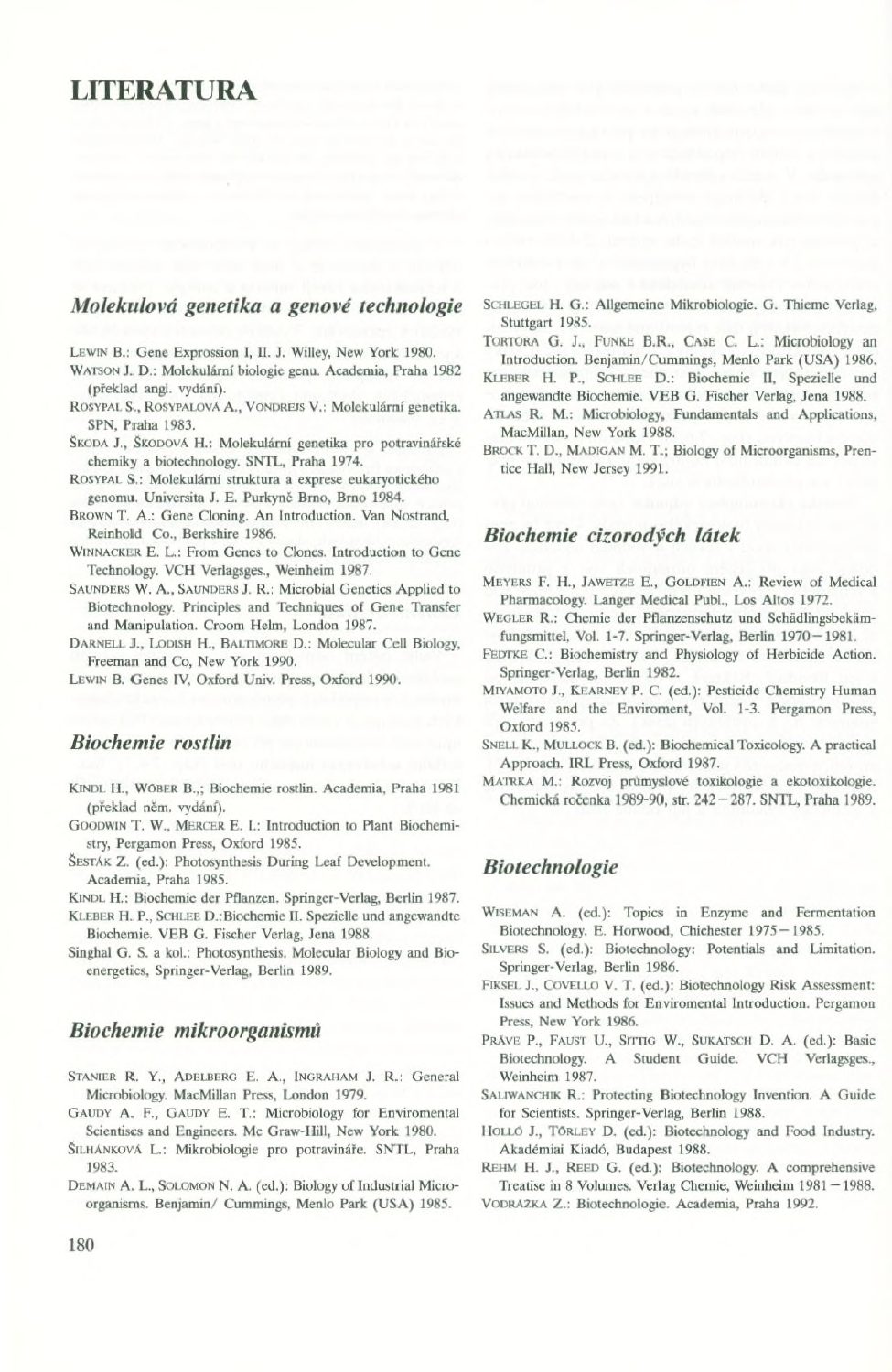# LITERATURA

## *Molekulová genetika a genové technologie*

LEWIN B.: Gene Exprossion I, II. J. Willey, New York 1980.

WATSON J. D.: Molekulární biologie genu. Academia, Praha 1982 (překlad angl. vydání).

ROSYPAL S., ROSYPALOVÁ A., VONDREJS V.: Molekulární genetika. SPN, Praha 1983.

ŠKODA J., ŠKODOVÁ H.: Molekulární genetika pro potravinářské chemiky a biotechnology. SNTL, Praha 1974.

ROSYPAL S.: Molekulární struktura a exprese eukaryotického genomu. Universita J. E. Purkyně Brno, Brno 1984.

BROWN T. A.: Gene Cloning. An Introduction. Van Nostrand, Reinhold Co., Berkshire 1986.

WINNACKER E. L.: From Genes to Clones. Introduction to Gene Technology. VCH Verlagsges., Weinheim 1987.

SAUNDERS W. A., SAUNDERS J. R.: Microbial Genetics Applied to Biotechnology. Principles and Techniques of Gene Transfer and Manipulation. Croom Helm, London 1987.

DARNELL J., LODISH H., BALTIMORE D.: Molecular Cell Biology, Freeman and Co, New York 1990.

LEWIN B. Genes IV, Oxford Univ. Press, Oxford 1990.

## *Biochemie rostlin*

KINDL H., WÖBER B.,; Biochemie rostlin. Academia, Praha 1981 (překlad něm. vydání).

GOODWIN T. W., MERCER E. I.: Introduction to Plant Biochemistry, Pergamon Press, Oxford 1985.

ŠESTÁK Z. (ed.): Photosynthesis During Leaf Development. Academia, Praha 1985.

KINDL H.: Biochemie der Pflanzen. Springer-Verlag, Berlin 1987.

KLEBER H. P., SCHLEE D.:Biochemie II. Spezielle und angewandte Biochemie. VEB G. Fischer Verlag, Jena 1988.

Singhal G. S. a kol.: Photosynthesis. Molecular Biology and Bioenergetics, Springer-Verlag, Berlin 1989.

## *Biochemie mikroorganismů*

STANIER R. Y., ADELBERG E. A., INGRAHAM J. R.: General Microbiology. MacMillan Press, London 1979.

GAUDY A. F., GAUDY E. T.: Microbiology for Enviromental Scientises and Engineers. Mc Graw-Hill, New York 1980.

ŠILHÁNKOVÁ L.: Mikrobiologie pro potravináře. SNTL, Praha 1983.

DEMAIN A. L., SOLOMON N. A. (ed.): Biology of Industrial Microorganisms. Benjamin/ Cummings, Menlo Park (USA) 1985.

SCHLEGEL H. G.: Allgemeine Mikrobiologie. G. Thieme Verlag, Stuttgart 1985.

TORTORA G. J., FUNKE B.R., CASE C. L.: Microbiology an Introduction. Benjamin/Cummings, Menlo Park (USA) 1986.

KLEBER H. P., SCHLEE D.: Biochemie II, Spezielle und angewandte Biochemie. VEB G. Fischer Verlag, Jena 1988.

ATLAS R. M.: Microbiology, Fundamentals and Applications, MacMillan, New York 1988.

BROCK T. D., MADIGAN M. T.; Biology of Microorganisms, Prentice Hall, New Jersey 1991.

## *Biochemie cizorodých látek*

MEYERS F. H., JAWETZE E., GOLDFIEN A.: Review of Medical Pharmacology. Langer Medical Publ., Los Altos 1972.

WEGLER R.: Chemie der Pflanzenschutz und Schädlingsbekämfungsmittel, Vol. 1-7. Springer-Verlag, Berlin 1970–1981.

FEDTKE C.: Biochemistry and Physiology of Herbicide Action. Springer-Verlag, Berlin 1982.

MIYAMOTO J., KEARNEY P. C. (ed.): Pesticide Chemistry Human Welfare and the Enviroment, Vol. 1-3. Pergamon Press, Oxford 1985.

SNELL K., MULLOCK B. (ed.): Biochemical Toxicology. A practical Approach. IRL Press, Oxford 1987.

MATRKA M.: Rozvoj průmyslové toxikologie a ekotoxikologie. Chemická ročenka 1989-90, str. 242–287. SNTL, Praha 1989.

## *Biotechnologie*

WISEMAN A. (ed.): Topics in Enzyme and Fermentation Biotechnology. E. Horwood, Chichester 1975–1985.

SILVERS S. (ed.): Biotechnology: Potentials and Limitation. Springer-Verlag, Berlin 1986.

FIKSEL J., COVELLO V. T. (ed.): Biotechnology Risk Assessment: Issues and Methods for Enviromental Introduction. Pergamon Press, New York 1986.

PRÁVE P., FAUST U., SITTIG W., SUKATSCH D. A. (ed.): Basic Biotechnology. A Student Guide. VCH Verlagsges., Weinheim 1987.

SALIWANCHIK R.: Protecting Biotechnology Invention. A Guide for Scientists. Springer-Verlag, Berlin 1988.

HOLLÓ J., TÖRLEY D. (ed.): Biotechnology and Food Industry. Akadémiai Kiadó, Budapest 1988.

REHM H. J., REED G. (ed.): Biotechnology. A comprehensive Treatise in 8 Volumes. Verlag Chemie, Weinheim 1981–1988.

VODRÁŽKA Z.: Biotechnologie. Academia, Praha 1992.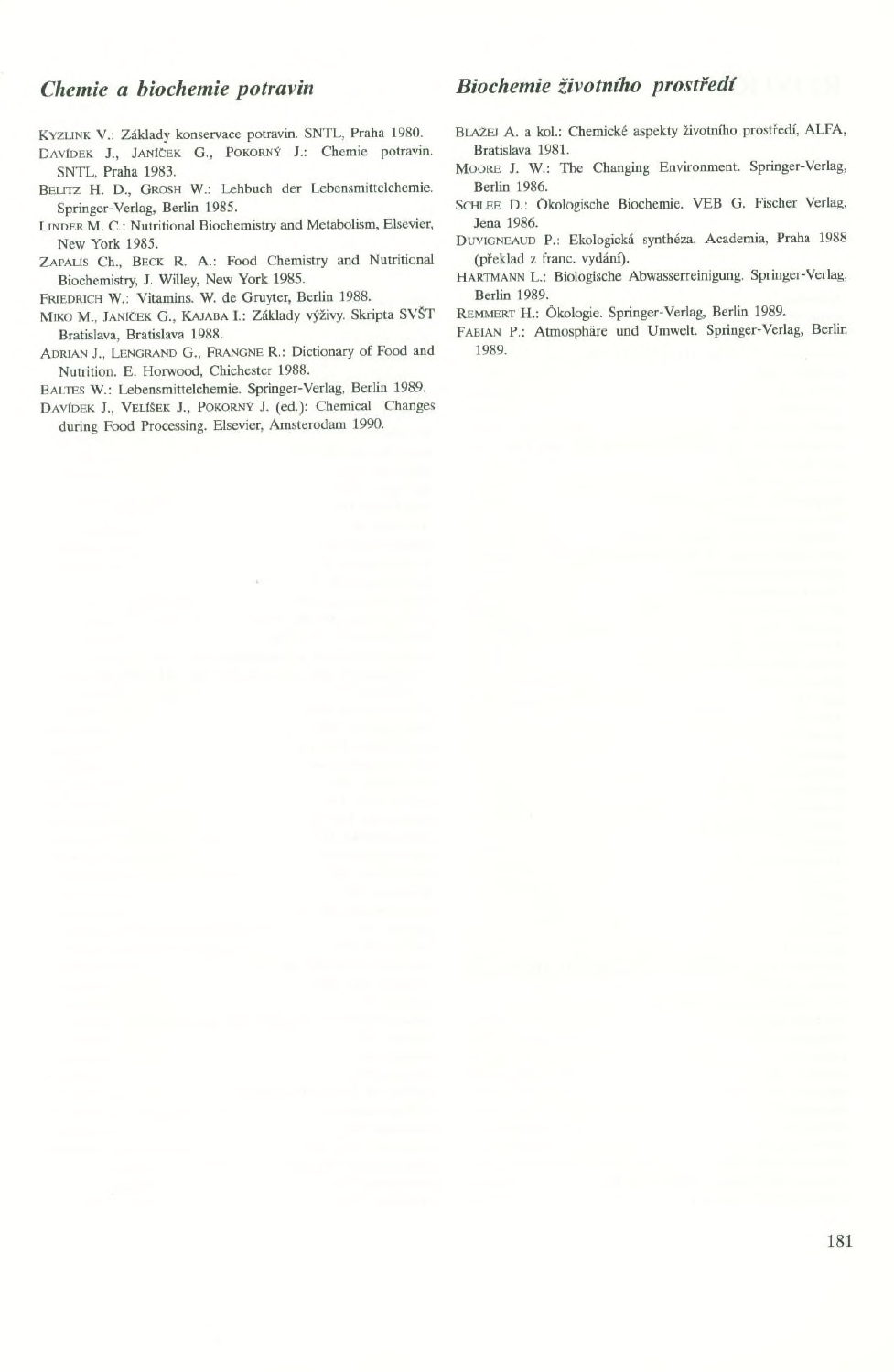## *Chemie a biochemie potravin*

KYZLINK V.: Základy konservace potravin. SNTL, Praha 1980.

DAVÍDEK J., JANÍČEK G., POKORNÝ J.: Chemie potravin. SNTL, Praha 1983.

BELITZ H. D., GROSH W.: Lehbuch der Lebensmittelchemie. Springer-Verlag, Berlin 1985.

LINDER M. C.: Nutritional Biochemistry and Metabolism, Elsevier, New York 1985.

ZAPALIS Ch., BECK R. A.: Food Chemistry and Nutritional Biochemistry, J. Willey, New York 1985.

FRIEDRICH W.: Vitamins. W. de Gruyter, Berlin 1988.

MIKO M., JANIČEK G., KAJABA I.: Základy výživy. Skripta SVŠT Bratislava, Bratislava 1988.

ADRIAN J., LENGRAND G., FRANGNE R.: Dictionary of Food and Nutrition. E. Horwood, Chichester 1988.

BALTES W.: Lebensmittelchemie. Springer-Verlag, Berlin 1989.

DAVÍDEK J., VELÍŠEK J., POKORNÝ J. (ed.): Chemical Changes during Food Processing. Elsevier, Amsterodam 1990.

## *Biochemie životního prostředí*

BLAŽEJ A. a kol.: Chemické aspekty životního prostředí, ALFA, Bratislava 1981.

MOORE J. W.: The Changing Environment. Springer-Verlag, Berlin 1986.

SCHLEE D.: Ökologische Biochemie. VEB G. Fischer Verlag, Jena 1986.

DUVIGNEAUD P.: Ekologická synthéza. Academia, Praha 1988 (překlad z franc. vydání).

HARTMANN L.: Biologische Abwasserreinigung. Springer-Verlag, Berlin 1989.

REMMERT H.: Ökologie. Springer-Verlag, Berlin 1989.

FABIAN P.: Atmosphäre und Umwelt. Springer-Verlag, Berlin 1989.